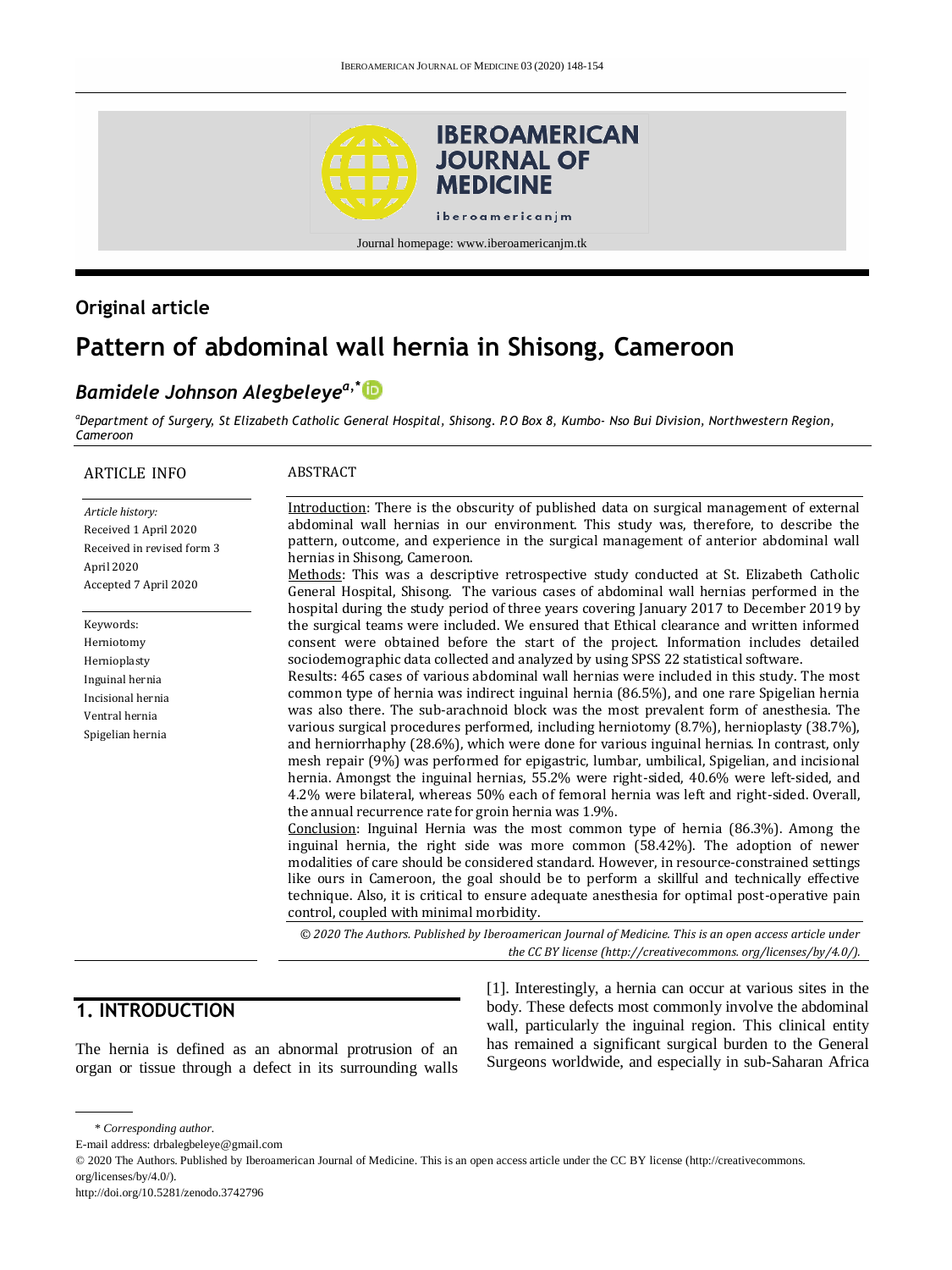Journal homepage: www.iberoamericanjm.tk

## Original article

# Pattern of abdominal wall hernia in Shisong, Cameroon

***Bamidele Johnson Alegbeleye*** [a,*]

[a] *Department of Surgery, St Elizabeth Catholic General Hospital, Shisong. P.O Box 8, Kumbo- Nso Bui Division, Northwestern Region, Cameroon*

### ARTICLE INFO

*Article history:*
Received 1 April 2020
Received in revised form 3 April 2020
Accepted 7 April 2020

Keywords:
Herniotomy
Hernioplasty
Inguinal hernia
Incisional hernia
Ventral hernia
Spigelian hernia

### ABSTRACT

Introduction: There is the obscurity of published data on surgical management of external abdominal wall hernias in our environment. This study was, therefore, to describe the pattern, outcome, and experience in the surgical management of anterior abdominal wall hernias in Shisong, Cameroon.

Methods: This was a descriptive retrospective study conducted at St. Elizabeth Catholic General Hospital, Shisong. The various cases of abdominal wall hernias performed in the hospital during the study period of three years covering January 2017 to December 2019 by the surgical teams were included. We ensured that Ethical clearance and written informed consent were obtained before the start of the project. Information includes detailed sociodemographic data collected and analyzed by using SPSS 22 statistical software.

Results: 465 cases of various abdominal wall hernias were included in this study. The most common type of hernia was indirect inguinal hernia (86.5%), and one rare Spigelian hernia was also there. The sub-arachnoid block was the most prevalent form of anesthesia. The various surgical procedures performed, including herniotomy (8.7%), hernioplasty (38.7%), and herniorrhaphy (28.6%), which were done for various inguinal hernias. In contrast, only mesh repair (9%) was performed for epigastric, lumbar, umbilical, Spigelian, and incisional hernia. Amongst the inguinal hernias, 55.2% were right-sided, 40.6% were left-sided, and 4.2% were bilateral, whereas 50% each of femoral hernia was left and right-sided. Overall, the annual recurrence rate for groin hernia was 1.9%.

Conclusion: Inguinal Hernia was the most common type of hernia (86.3%). Among the inguinal hernia, the right side was more common (58.42%). The adoption of newer modalities of care should be considered standard. However, in resource-constrained settings like ours in Cameroon, the goal should be to perform a skillful and technically effective technique. Also, it is critical to ensure adequate anesthesia for optimal post-operative pain control, coupled with minimal morbidity.

*© 2020 The Authors. Published by Iberoamerican Journal of Medicine. This is an open access article under the CC BY license (http://creativecommons. org/licenses/by/4.0/).*

## 1. INTRODUCTION

The hernia is defined as an abnormal protrusion of an organ or tissue through a defect in its surrounding walls [1]. Interestingly, a hernia can occur at various sites in the body. These defects most commonly involve the abdominal wall, particularly the inguinal region. This clinical entity has remained a significant surgical burden to the General Surgeons worldwide, and especially in sub-Saharan Africa

\* *Corresponding author.*
E-mail address: drbalegbeleye@gmail.com
© 2020 The Authors. Published by Iberoamerican Journal of Medicine. This is an open access article under the CC BY license (http://creativecommons. org/licenses/by/4.0/).
http://doi.org/10.5281/zenodo.3742796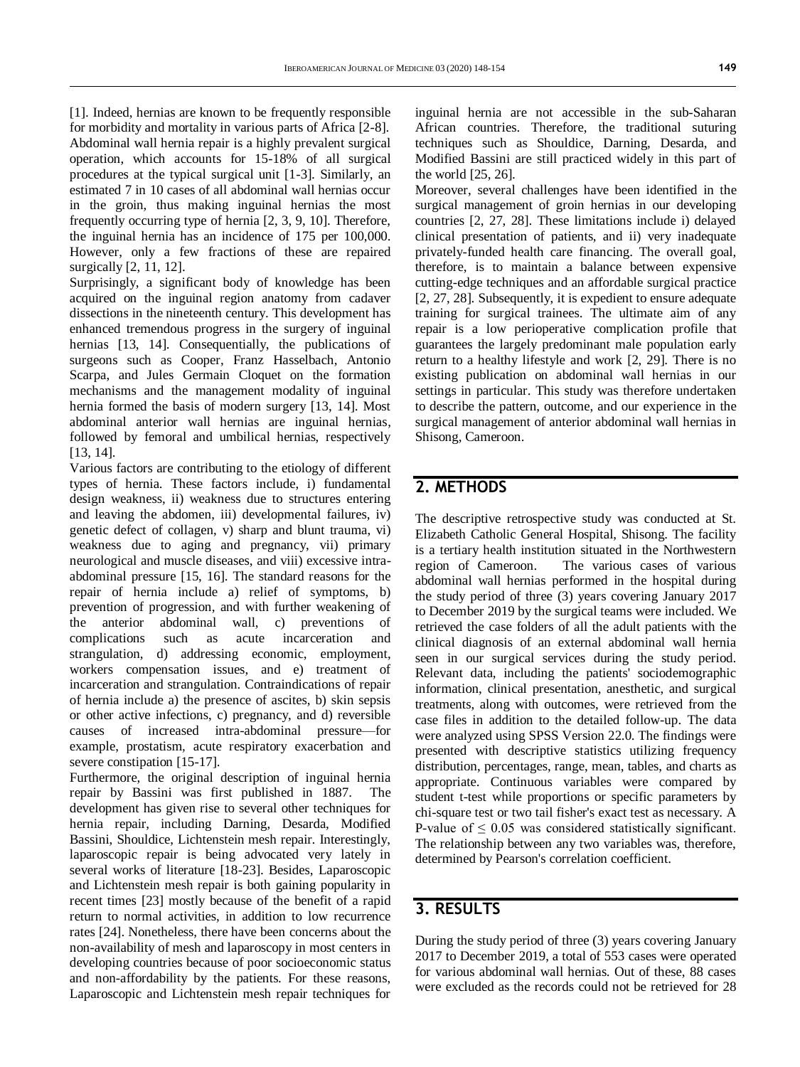[1]. Indeed, hernias are known to be frequently responsible for morbidity and mortality in various parts of Africa [2-8]. Abdominal wall hernia repair is a highly prevalent surgical operation, which accounts for 15-18% of all surgical procedures at the typical surgical unit [1-3]. Similarly, an estimated 7 in 10 cases of all abdominal wall hernias occur in the groin, thus making inguinal hernias the most frequently occurring type of hernia [2, 3, 9, 10]. Therefore, the inguinal hernia has an incidence of 175 per 100,000. However, only a few fractions of these are repaired surgically [2, 11, 12].

Surprisingly, a significant body of knowledge has been acquired on the inguinal region anatomy from cadaver dissections in the nineteenth century. This development has enhanced tremendous progress in the surgery of inguinal hernias [13, 14]. Consequentially, the publications of surgeons such as Cooper, Franz Hasselbach, Antonio Scarpa, and Jules Germain Cloquet on the formation mechanisms and the management modality of inguinal hernia formed the basis of modern surgery [13, 14]. Most abdominal anterior wall hernias are inguinal hernias, followed by femoral and umbilical hernias, respectively [13, 14].

Various factors are contributing to the etiology of different types of hernia. These factors include, i) fundamental design weakness, ii) weakness due to structures entering and leaving the abdomen, iii) developmental failures, iv) genetic defect of collagen, v) sharp and blunt trauma, vi) weakness due to aging and pregnancy, vii) primary neurological and muscle diseases, and viii) excessive intra-abdominal pressure [15, 16]. The standard reasons for the repair of hernia include a) relief of symptoms, b) prevention of progression, and with further weakening of the anterior abdominal wall, c) preventions of complications such as acute incarceration and strangulation, d) addressing economic, employment, workers compensation issues, and e) treatment of incarceration and strangulation. Contraindications of repair of hernia include a) the presence of ascites, b) skin sepsis or other active infections, c) pregnancy, and d) reversible causes of increased intra-abdominal pressure—for example, prostatism, acute respiratory exacerbation and severe constipation [15-17].

Furthermore, the original description of inguinal hernia repair by Bassini was first published in 1887. The development has given rise to several other techniques for hernia repair, including Darning, Desarda, Modified Bassini, Shouldice, Lichtenstein mesh repair. Interestingly, laparoscopic repair is being advocated very lately in several works of literature [18-23]. Besides, Laparoscopic and Lichtenstein mesh repair is both gaining popularity in recent times [23] mostly because of the benefit of a rapid return to normal activities, in addition to low recurrence rates [24]. Nonetheless, there have been concerns about the non-availability of mesh and laparoscopy in most centers in developing countries because of poor socioeconomic status and non-affordability by the patients. For these reasons, Laparoscopic and Lichtenstein mesh repair techniques for inguinal hernia are not accessible in the sub-Saharan African countries. Therefore, the traditional suturing techniques such as Shouldice, Darning, Desarda, and Modified Bassini are still practiced widely in this part of the world [25, 26].

Moreover, several challenges have been identified in the surgical management of groin hernias in our developing countries [2, 27, 28]. These limitations include i) delayed clinical presentation of patients, and ii) very inadequate privately-funded health care financing. The overall goal, therefore, is to maintain a balance between expensive cutting-edge techniques and an affordable surgical practice [2, 27, 28]. Subsequently, it is expedient to ensure adequate training for surgical trainees. The ultimate aim of any repair is a low perioperative complication profile that guarantees the largely predominant male population early return to a healthy lifestyle and work [2, 29]. There is no existing publication on abdominal wall hernias in our settings in particular. This study was therefore undertaken to describe the pattern, outcome, and our experience in the surgical management of anterior abdominal wall hernias in Shisong, Cameroon.

## 2. METHODS

The descriptive retrospective study was conducted at St. Elizabeth Catholic General Hospital, Shisong. The facility is a tertiary health institution situated in the Northwestern region of Cameroon. The various cases of various abdominal wall hernias performed in the hospital during the study period of three (3) years covering January 2017 to December 2019 by the surgical teams were included. We retrieved the case folders of all the adult patients with the clinical diagnosis of an external abdominal wall hernia seen in our surgical services during the study period. Relevant data, including the patients' sociodemographic information, clinical presentation, anesthetic, and surgical treatments, along with outcomes, were retrieved from the case files in addition to the detailed follow-up. The data were analyzed using SPSS Version 22.0. The findings were presented with descriptive statistics utilizing frequency distribution, percentages, range, mean, tables, and charts as appropriate. Continuous variables were compared by student t-test while proportions or specific parameters by chi-square test or two tail fisher's exact test as necessary. A P-value of $\leq 0.05$ was considered statistically significant. The relationship between any two variables was, therefore, determined by Pearson's correlation coefficient.

## 3. RESULTS

During the study period of three (3) years covering January 2017 to December 2019, a total of 553 cases were operated for various abdominal wall hernias. Out of these, 88 cases were excluded as the records could not be retrieved for 28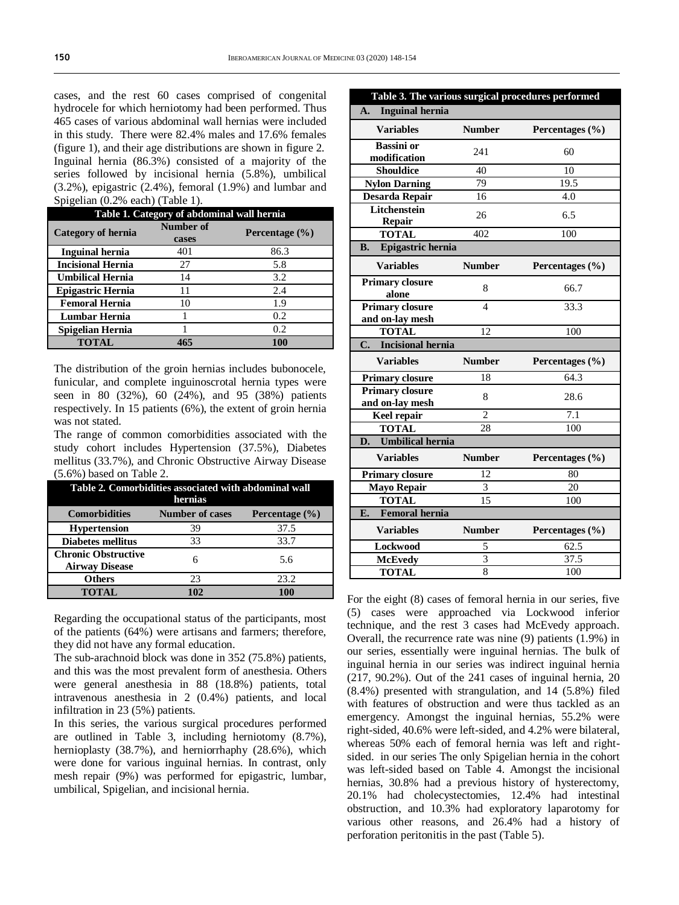cases, and the rest 60 cases comprised of congenital hydrocele for which herniotomy had been performed. Thus 465 cases of various abdominal wall hernias were included in this study. There were 82.4% males and 17.6% females (figure 1), and their age distributions are shown in figure 2. Inguinal hernia (86.3%) consisted of a majority of the series followed by incisional hernia (5.8%), umbilical (3.2%), epigastric (2.4%), femoral (1.9%) and lumbar and Spigelian (0.2% each) (Table 1).

**Table 1. Category of abdominal wall hernia**

| Category of hernia | Number of cases | Percentage (%) |
|---|---|---|
| Inguinal hernia | 401 | 86.3 |
| Incisional Hernia | 27 | 5.8 |
| Umbilical Hernia | 14 | 3.2 |
| Epigastric Hernia | 11 | 2.4 |
| Femoral Hernia | 10 | 1.9 |
| Lumbar Hernia | 1 | 0.2 |
| Spigelian Hernia | 1 | 0.2 |
| **TOTAL** | **465** | **100** |

The distribution of the groin hernias includes bubonocele, funicular, and complete inguinoscrotal hernia types were seen in 80 (32%), 60 (24%), and 95 (38%) patients respectively. In 15 patients (6%), the extent of groin hernia was not stated.

The range of common comorbidities associated with the study cohort includes Hypertension (37.5%), Diabetes mellitus (33.7%), and Chronic Obstructive Airway Disease (5.6%) based on Table 2.

**Table 2. Comorbidities associated with abdominal wall hernias**

| Comorbidities | Number of cases | Percentage (%) |
|---|---|---|
| Hypertension | 39 | 37.5 |
| Diabetes mellitus | 33 | 33.7 |
| Chronic Obstructive Airway Disease | 6 | 5.6 |
| Others | 23 | 23.2 |
| **TOTAL** | **102** | **100** |

Regarding the occupational status of the participants, most of the patients (64%) were artisans and farmers; therefore, they did not have any formal education.

The sub-arachnoid block was done in 352 (75.8%) patients, and this was the most prevalent form of anesthesia. Others were general anesthesia in 88 (18.8%) patients, total intravenous anesthesia in 2 (0.4%) patients, and local infiltration in 23 (5%) patients.

In this series, the various surgical procedures performed are outlined in Table 3, including herniotomy (8.7%), hernioplasty (38.7%), and herniorrhaphy (28.6%), which were done for various inguinal hernias. In contrast, only mesh repair (9%) was performed for epigastric, lumbar, umbilical, Spigelian, and incisional hernia.

**Table 3. The various surgical procedures performed**

| Variables | Number | Percentages (%) |
|---|---|---|
| **A. Inguinal hernia** | | |
| Bassini or modification | 241 | 60 |
| Shouldice | 40 | 10 |
| Nylon Darning | 79 | 19.5 |
| Desarda Repair | 16 | 4.0 |
| Litchenstein Repair | 26 | 6.5 |
| TOTAL | 402 | 100 |
| **B. Epigastric hernia** | | |
| Primary closure alone | 8 | 66.7 |
| Primary closure and on-lay mesh | 4 | 33.3 |
| TOTAL | 12 | 100 |
| **C. Incisional hernia** | | |
| Primary closure | 18 | 64.3 |
| Primary closure and on-lay mesh | 8 | 28.6 |
| Keel repair | 2 | 7.1 |
| TOTAL | 28 | 100 |
| **D. Umbilical hernia** | | |
| Primary closure | 12 | 80 |
| Mayo Repair | 3 | 20 |
| TOTAL | 15 | 100 |
| **E. Femoral hernia** | | |
| Lockwood | 5 | 62.5 |
| McEvedy | 3 | 37.5 |
| TOTAL | 8 | 100 |

For the eight (8) cases of femoral hernia in our series, five (5) cases were approached via Lockwood inferior technique, and the rest 3 cases had McEvedy approach. Overall, the recurrence rate was nine (9) patients (1.9%) in our series, essentially were inguinal hernias. The bulk of inguinal hernia in our series was indirect inguinal hernia (217, 90.2%). Out of the 241 cases of inguinal hernia, 20 (8.4%) presented with strangulation, and 14 (5.8%) filed with features of obstruction and were thus tackled as an emergency. Amongst the inguinal hernias, 55.2% were right-sided, 40.6% were left-sided, and 4.2% were bilateral, whereas 50% each of femoral hernia was left and right-sided. in our series The only Spigelian hernia in the cohort was left-sided based on Table 4. Amongst the incisional hernias, 30.8% had a previous history of hysterectomy, 20.1% had cholecystectomies, 12.4% had intestinal obstruction, and 10.3% had exploratory laparotomy for various other reasons, and 26.4% had a history of perforation peritonitis in the past (Table 5).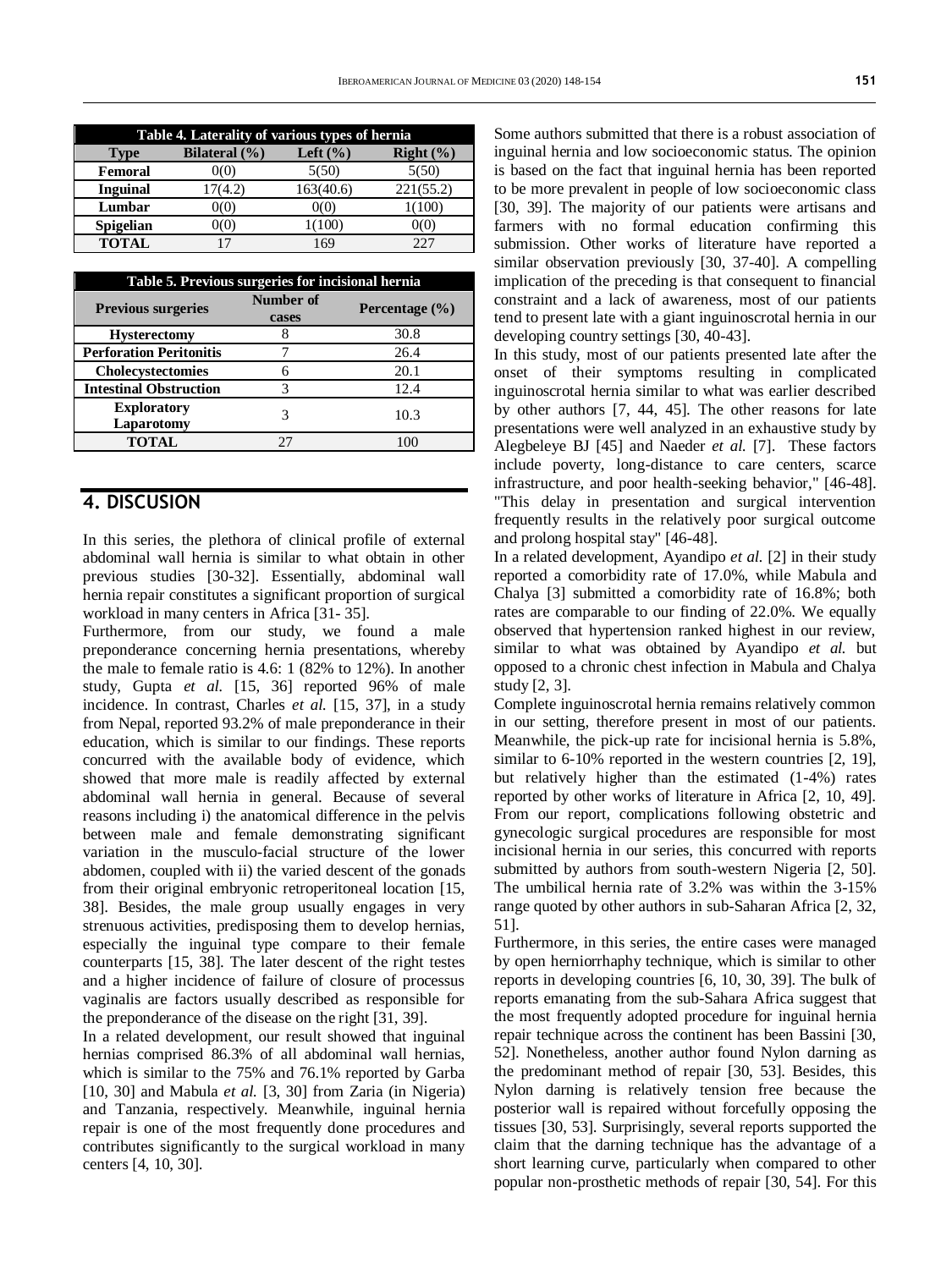| Table 4. Laterality of various types of hernia | | | |
|---|---|---|---|
| **Type** | **Bilateral (%)** | **Left (%)** | **Right (%)** |
| **Femoral** | 0(0) | 5(50) | 5(50) |
| **Inguinal** | 17(4.2) | 163(40.6) | 221(55.2) |
| **Lumbar** | 0(0) | 0(0) | 1(100) |
| **Spigelian** | 0(0) | 1(100) | 0(0) |
| **TOTAL** | 17 | 169 | 227 |

| Table 5. Previous surgeries for incisional hernia | | |
|---|---|---|
| **Previous surgeries** | **Number of cases** | **Percentage (%)** |
| **Hysterectomy** | 8 | 30.8 |
| **Perforation Peritonitis** | 7 | 26.4 |
| **Cholecystectomies** | 6 | 20.1 |
| **Intestinal Obstruction** | 3 | 12.4 |
| **Exploratory Laparotomy** | 3 | 10.3 |
| **TOTAL** | 27 | 100 |

## 4. DISCUSION

In this series, the plethora of clinical profile of external abdominal wall hernia is similar to what obtain in other previous studies [30-32]. Essentially, abdominal wall hernia repair constitutes a significant proportion of surgical workload in many centers in Africa [31- 35].

Furthermore, from our study, we found a male preponderance concerning hernia presentations, whereby the male to female ratio is 4.6: 1 (82% to 12%). In another study, Gupta *et al.* [15, 36] reported 96% of male incidence. In contrast, Charles *et al.* [15, 37], in a study from Nepal, reported 93.2% of male preponderance in their education, which is similar to our findings. These reports concurred with the available body of evidence, which showed that more male is readily affected by external abdominal wall hernia in general. Because of several reasons including i) the anatomical difference in the pelvis between male and female demonstrating significant variation in the musculo-facial structure of the lower abdomen, coupled with ii) the varied descent of the gonads from their original embryonic retroperitoneal location [15, 38]. Besides, the male group usually engages in very strenuous activities, predisposing them to develop hernias, especially the inguinal type compare to their female counterparts [15, 38]. The later descent of the right testes and a higher incidence of failure of closure of processus vaginalis are factors usually described as responsible for the preponderance of the disease on the right [31, 39].

In a related development, our result showed that inguinal hernias comprised 86.3% of all abdominal wall hernias, which is similar to the 75% and 76.1% reported by Garba [10, 30] and Mabula *et al.* [3, 30] from Zaria (in Nigeria) and Tanzania, respectively. Meanwhile, inguinal hernia repair is one of the most frequently done procedures and contributes significantly to the surgical workload in many centers [4, 10, 30].

Some authors submitted that there is a robust association of inguinal hernia and low socioeconomic status. The opinion is based on the fact that inguinal hernia has been reported to be more prevalent in people of low socioeconomic class [30, 39]. The majority of our patients were artisans and farmers with no formal education confirming this submission. Other works of literature have reported a similar observation previously [30, 37-40]. A compelling implication of the preceding is that consequent to financial constraint and a lack of awareness, most of our patients tend to present late with a giant inguinoscrotal hernia in our developing country settings [30, 40-43].

In this study, most of our patients presented late after the onset of their symptoms resulting in complicated inguinoscrotal hernia similar to what was earlier described by other authors [7, 44, 45]. The other reasons for late presentations were well analyzed in an exhaustive study by Alegbeleye BJ [45] and Naeder *et al.* [7]. These factors include poverty, long-distance to care centers, scarce infrastructure, and poor health-seeking behavior," [46-48]. "This delay in presentation and surgical intervention frequently results in the relatively poor surgical outcome and prolong hospital stay" [46-48].

In a related development, Ayandipo *et al.* [2] in their study reported a comorbidity rate of 17.0%, while Mabula and Chalya [3] submitted a comorbidity rate of 16.8%; both rates are comparable to our finding of 22.0%. We equally observed that hypertension ranked highest in our review, similar to what was obtained by Ayandipo *et al.* but opposed to a chronic chest infection in Mabula and Chalya study [2, 3].

Complete inguinoscrotal hernia remains relatively common in our setting, therefore present in most of our patients. Meanwhile, the pick-up rate for incisional hernia is 5.8%, similar to 6-10% reported in the western countries [2, 19], but relatively higher than the estimated (1-4%) rates reported by other works of literature in Africa [2, 10, 49]. From our report, complications following obstetric and gynecologic surgical procedures are responsible for most incisional hernia in our series, this concurred with reports submitted by authors from south-western Nigeria [2, 50]. The umbilical hernia rate of 3.2% was within the 3-15% range quoted by other authors in sub-Saharan Africa [2, 32, 51].

Furthermore, in this series, the entire cases were managed by open herniorrhaphy technique, which is similar to other reports in developing countries [6, 10, 30, 39]. The bulk of reports emanating from the sub-Sahara Africa suggest that the most frequently adopted procedure for inguinal hernia repair technique across the continent has been Bassini [30, 52]. Nonetheless, another author found Nylon darning as the predominant method of repair [30, 53]. Besides, this Nylon darning is relatively tension free because the posterior wall is repaired without forcefully opposing the tissues [30, 53]. Surprisingly, several reports supported the claim that the darning technique has the advantage of a short learning curve, particularly when compared to other popular non-prosthetic methods of repair [30, 54]. For this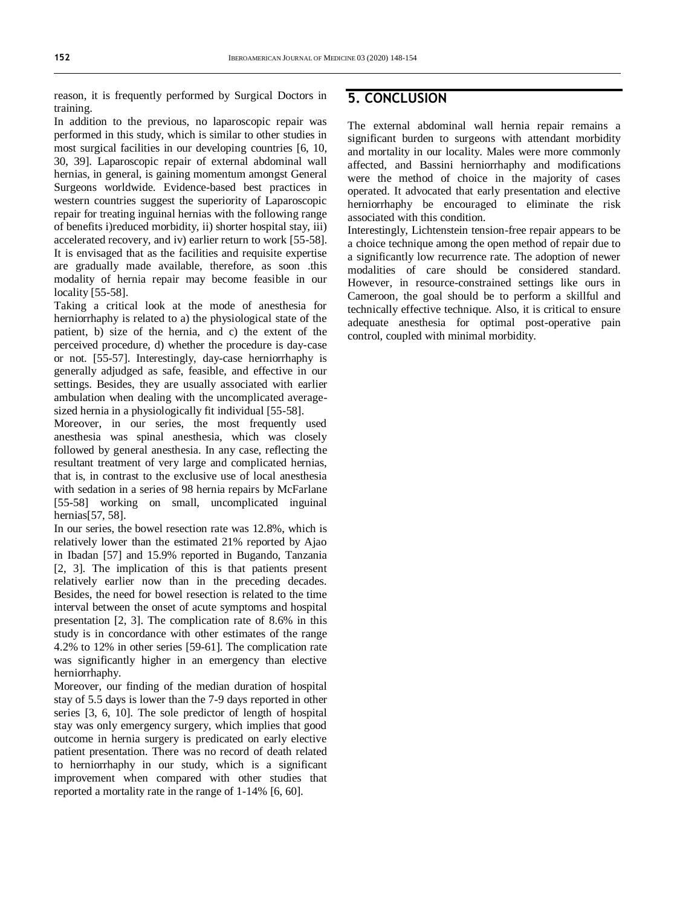reason, it is frequently performed by Surgical Doctors in training.

In addition to the previous, no laparoscopic repair was performed in this study, which is similar to other studies in most surgical facilities in our developing countries [6, 10, 30, 39]. Laparoscopic repair of external abdominal wall hernias, in general, is gaining momentum amongst General Surgeons worldwide. Evidence-based best practices in western countries suggest the superiority of Laparoscopic repair for treating inguinal hernias with the following range of benefits i)reduced morbidity, ii) shorter hospital stay, iii) accelerated recovery, and iv) earlier return to work [55-58]. It is envisaged that as the facilities and requisite expertise are gradually made available, therefore, as soon .this modality of hernia repair may become feasible in our locality [55-58].

Taking a critical look at the mode of anesthesia for herniorrhaphy is related to a) the physiological state of the patient, b) size of the hernia, and c) the extent of the perceived procedure, d) whether the procedure is day-case or not. [55-57]. Interestingly, day-case herniorrhaphy is generally adjudged as safe, feasible, and effective in our settings. Besides, they are usually associated with earlier ambulation when dealing with the uncomplicated average-sized hernia in a physiologically fit individual [55-58].

Moreover, in our series, the most frequently used anesthesia was spinal anesthesia, which was closely followed by general anesthesia. In any case, reflecting the resultant treatment of very large and complicated hernias, that is, in contrast to the exclusive use of local anesthesia with sedation in a series of 98 hernia repairs by McFarlane [55-58] working on small, uncomplicated inguinal hernias[57, 58].

In our series, the bowel resection rate was 12.8%, which is relatively lower than the estimated 21% reported by Ajao in Ibadan [57] and 15.9% reported in Bugando, Tanzania [2, 3]. The implication of this is that patients present relatively earlier now than in the preceding decades. Besides, the need for bowel resection is related to the time interval between the onset of acute symptoms and hospital presentation [2, 3]. The complication rate of 8.6% in this study is in concordance with other estimates of the range 4.2% to 12% in other series [59-61]. The complication rate was significantly higher in an emergency than elective herniorrhaphy.

Moreover, our finding of the median duration of hospital stay of 5.5 days is lower than the 7-9 days reported in other series [3, 6, 10]. The sole predictor of length of hospital stay was only emergency surgery, which implies that good outcome in hernia surgery is predicated on early elective patient presentation. There was no record of death related to herniorrhaphy in our study, which is a significant improvement when compared with other studies that reported a mortality rate in the range of 1-14% [6, 60].

## 5. CONCLUSION

The external abdominal wall hernia repair remains a significant burden to surgeons with attendant morbidity and mortality in our locality. Males were more commonly affected, and Bassini herniorrhaphy and modifications were the method of choice in the majority of cases operated. It advocated that early presentation and elective herniorrhaphy be encouraged to eliminate the risk associated with this condition.

Interestingly, Lichtenstein tension-free repair appears to be a choice technique among the open method of repair due to a significantly low recurrence rate. The adoption of newer modalities of care should be considered standard. However, in resource-constrained settings like ours in Cameroon, the goal should be to perform a skillful and technically effective technique. Also, it is critical to ensure adequate anesthesia for optimal post-operative pain control, coupled with minimal morbidity.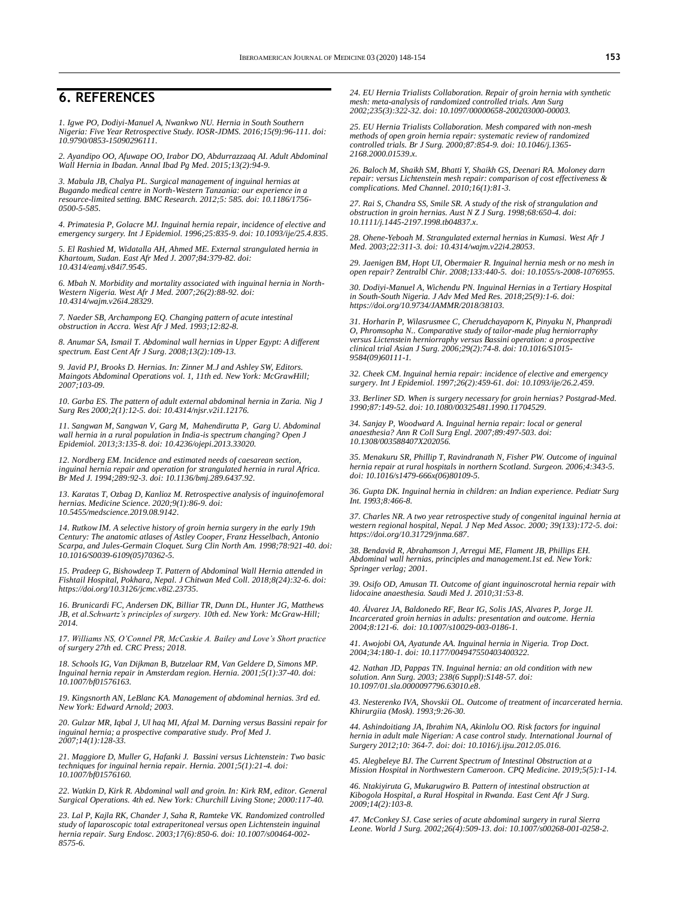## 6. REFERENCES

*1. Igwe PO, Dodiyi-Manuel A, Nwankwo NU. Hernia in South Southern Nigeria: Five Year Retrospective Study. IOSR-JDMS. 2016;15(9):96-111. doi: 10.9790/0853-15090296111.*

*2. Ayandipo OO, Afuwape OO, Irabor DO, Abdurrazzaaq AI. Adult Abdominal Wall Hernia in Ibadan. Annal Ibad Pg Med. 2015;13(2):94-9.*

*3. Mabula JB, Chalya PL. Surgical management of inguinal hernias at Bugando medical centre in North-Western Tanzania: our experience in a resource-limited setting. BMC Research. 2012;5: 585. doi: 10.1186/1756-0500-5-585.*

*4. Primatesia P, Golacre MJ. Inguinal hernia repair, incidence of elective and emergency surgery. Int J Epidemiol. 1996;25:835-9. doi: 10.1093/ije/25.4.835.*

*5. El Rashied M, Widatalla AH, Ahmed ME. External strangulated hernia in Khartoum, Sudan. East Afr Med J. 2007;84:379-82. doi: 10.4314/eamj.v84i7.9545.*

*6. Mbah N. Morbidity and mortality associated with inguinal hernia in North-Western Nigeria. West Afr J Med. 2007;26(2):88-92. doi: 10.4314/wajm.v26i4.28329.*

*7. Naeder SB, Archampong EQ. Changing pattern of acute intestinal obstruction in Accra. West Afr J Med. 1993;12:82-8.*

*8. Anumar SA, Ismail T. Abdominal wall hernias in Upper Egypt: A different spectrum. East Cent Afr J Surg. 2008;13(2):109-13.*

*9. Javid PJ, Brooks D. Hernias. In: Zinner M.J and Ashley SW, Editors. Maingots Abdominal Operations vol. 1, 11th ed. New York: McGrawHill; 2007;103-09.*

*10. Garba ES. The pattern of adult external abdominal hernia in Zaria. Nig J Surg Res 2000;2(1):12-5. doi: 10.4314/njsr.v2i1.12176.*

*11. Sangwan M, Sangwan V, Garg M, Mahendirutta P, Garg U. Abdominal wall hernia in a rural population in India-is spectrum changing? Open J Epidemiol. 2013;3:135-8. doi: 10.4236/ojepi.2013.33020.*

*12. Nordberg EM. Incidence and estimated needs of caesarean section, inguinal hernia repair and operation for strangulated hernia in rural Africa. Br Med J. 1994;289:92-3. doi: 10.1136/bmj.289.6437.92.*

*13. Karatas T, Ozbag D, Kanlioz M. Retrospective analysis of inguinofemoral hernias. Medicine Science. 2020;9(1):86-9. doi: 10.5455/medscience.2019.08.9142.*

*14. Rutkow IM. A selective history of groin hernia surgery in the early 19th Century: The anatomic atlases of Astley Cooper, Franz Hesselbach, Antonio Scarpa, and Jules-Germain Cloquet. Surg Clin North Am. 1998;78:921-40. doi: 10.1016/S0039-6109(05)70362-5.*

*15. Pradeep G, Bishowdeep T. Pattern of Abdominal Wall Hernia attended in Fishtail Hospital, Pokhara, Nepal. J Chitwan Med Coll. 2018;8(24):32-6. doi: https://doi.org/10.3126/jcmc.v8i2.23735.*

*16. Brunicardi FC, Andersen DK, Billiar TR, Dunn DL, Hunter JG, Matthews JB, et al.Schwartz's principles of surgery. 10th ed. New York: McGraw-Hill; 2014.*

*17. Williams NS, O'Connel PR, McCaskie A. Bailey and Love's Short practice of surgery 27th ed. CRC Press; 2018.*

*18. Schools IG, Van Dijkman B, Butzelaar RM, Van Geldere D, Simons MP. Inguinal hernia repair in Amsterdam region. Hernia. 2001;5(1):37-40. doi: 10.1007/bf01576163.*

*19. Kingsnorth AN, LeBlanc KA. Management of abdominal hernias. 3rd ed. New York: Edward Arnold; 2003.*

*20. Gulzar MR, Iqbal J, Ul haq MI, Afzal M. Darning versus Bassini repair for inguinal hernia; a prospective comparative study. Prof Med J. 2007;14(1):128-33.*

*21. Maggiore D, Muller G, Hafanki J. Bassini versus Lichtenstein: Two basic techniques for inguinal hernia repair. Hernia. 2001;5(1):21-4. doi: 10.1007/bf01576160.*

*22. Watkin D, Kirk R. Abdominal wall and groin. In: Kirk RM, editor. General Surgical Operations. 4th ed. New York: Churchill Living Stone; 2000:117-40.*

*23. Lal P, Kajla RK, Chander J, Saha R, Ramteke VK. Randomized controlled study of laparoscopic total extraperitoneal versus open Lichtenstein inguinal hernia repair. Surg Endosc. 2003;17(6):850-6. doi: 10.1007/s00464-002-8575-6.*

*24. EU Hernia Trialists Collaboration. Repair of groin hernia with synthetic mesh: meta-analysis of randomized controlled trials. Ann Surg 2002;235(3):322-32. doi: 10.1097/00000658-200203000-00003.*

*25. EU Hernia Trialists Collaboration. Mesh compared with non-mesh methods of open groin hernia repair: systematic review of randomized controlled trials. Br J Surg. 2000;87:854-9. doi: 10.1046/j.1365-2168.2000.01539.x.*

*26. Baloch M, Shaikh SM, Bhatti Y, Shaikh GS, Deenari RA. Moloney darn repair: versus Lichtenstein mesh repair: comparison of cost effectiveness & complications. Med Channel. 2010;16(1):81-3.*

*27. Rai S, Chandra SS, Smile SR. A study of the risk of strangulation and obstruction in groin hernias. Aust N Z J Surg. 1998;68:650-4. doi: 10.1111/j.1445-2197.1998.tb04837.x.*

*28. Ohene-Yeboah M. Strangulated external hernias in Kumasi. West Afr J Med. 2003;22:311-3. doi: 10.4314/wajm.v22i4.28053.*

*29. Jaenigen BM, Hopt UI, Obermaier R. Inguinal hernia mesh or no mesh in open repair? Zentralbl Chir. 2008;133:440-5. doi: 10.1055/s-2008-1076955.*

*30. Dodiyi-Manuel A, Wichendu PN. Inguinal Hernias in a Tertiary Hospital in South-South Nigeria. J Adv Med Med Res. 2018;25(9):1-6. doi: https://doi.org/10.9734/JAMMR/2018/38103.*

*31. Horharin P, Wilasrusmee C, Cherudchayaporn K, Pinyaku N, Phanpradi O, Phromsopha N.. Comparative study of tailor-made plug herniorraphy versus Lictenstein herniorraphy versus Bassini operation: a prospective clinical trial Asian J Surg. 2006;29(2):74-8. doi: 10.1016/S1015-9584(09)60111-1.*

*32. Cheek CM. Inguinal hernia repair: incidence of elective and emergency surgery. Int J Epidemiol. 1997;26(2):459-61. doi: 10.1093/ije/26.2.459.*

*33. Berliner SD. When is surgery necessary for groin hernias? Postgrad-Med. 1990;87:149-52. doi: 10.1080/00325481.1990.11704529.*

*34. Sanjay P, Woodward A. Inguinal hernia repair: local or general anaesthesia? Ann R Coll Surg Engl. 2007;89:497-503. doi: 10.1308/003588407X202056.*

*35. Menakuru SR, Phillip T, Ravindranath N, Fisher PW. Outcome of inguinal hernia repair at rural hospitals in northern Scotland. Surgeon. 2006;4:343-5. doi: 10.1016/s1479-666x(06)80109-5.*

*36. Gupta DK. Inguinal hernia in children: an Indian experience. Pediatr Surg Int. 1993;8:466-8.*

*37. Charles NR. A two year retrospective study of congenital inguinal hernia at western regional hospital, Nepal. J Nep Med Assoc. 2000; 39(133):172-5. doi: https://doi.org/10.31729/jnma.687.*

*38. Bendavid R, Abrahamson J, Arregui ME, Flament JB, Phillips EH. Abdominal wall hernias, principles and management.1st ed. New York: Springer verlag; 2001.*

*39. Osifo OD, Amusan TI. Outcome of giant inguinoscrotal hernia repair with lidocaine anaesthesia. Saudi Med J. 2010;31:53-8.*

*40. Álvarez JA, Baldonedo RF, Bear IG, Solis JAS, Alvares P, Jorge JI. Incarcerated groin hernias in adults: presentation and outcome. Hernia 2004;8:121-6. doi: 10.1007/s10029-003-0186-1.*

*41. Awojobi OA, Ayatunde AA. Inguinal hernia in Nigeria. Trop Doct. 2004;34:180-1. doi: 10.1177/004947550403400322.*

*42. Nathan JD, Pappas TN. Inguinal hernia: an old condition with new solution. Ann Surg. 2003; 238(6 Suppl):S148-57. doi: 10.1097/01.sla.0000097796.63010.e8.*

*43. Nesterenko IVA, Shovskii OL. Outcome of treatment of incarcerated hernia. Khirurgiia (Mosk). 1993;9:26-30.*

*44. Ashindoitiang JA, Ibrahim NA, Akinlolu OO. Risk factors for inguinal hernia in adult male Nigerian: A case control study. International Journal of Surgery 2012;10: 364-7. doi: doi: 10.1016/j.ijsu.2012.05.016.*

*45. Alegbeleye BJ. The Current Spectrum of Intestinal Obstruction at a Mission Hospital in Northwestern Cameroon. CPQ Medicine. 2019;5(5):1-14.*

*46. Ntakiyiruta G, Mukarugwiro B. Pattern of intestinal obstruction at Kibogola Hospital, a Rural Hospital in Rwanda. East Cent Afr J Surg. 2009;14(2):103-8.*

*47. McConkey SJ. Case series of acute abdominal surgery in rural Sierra Leone. World J Surg. 2002;26(4):509-13. doi: 10.1007/s00268-001-0258-2.*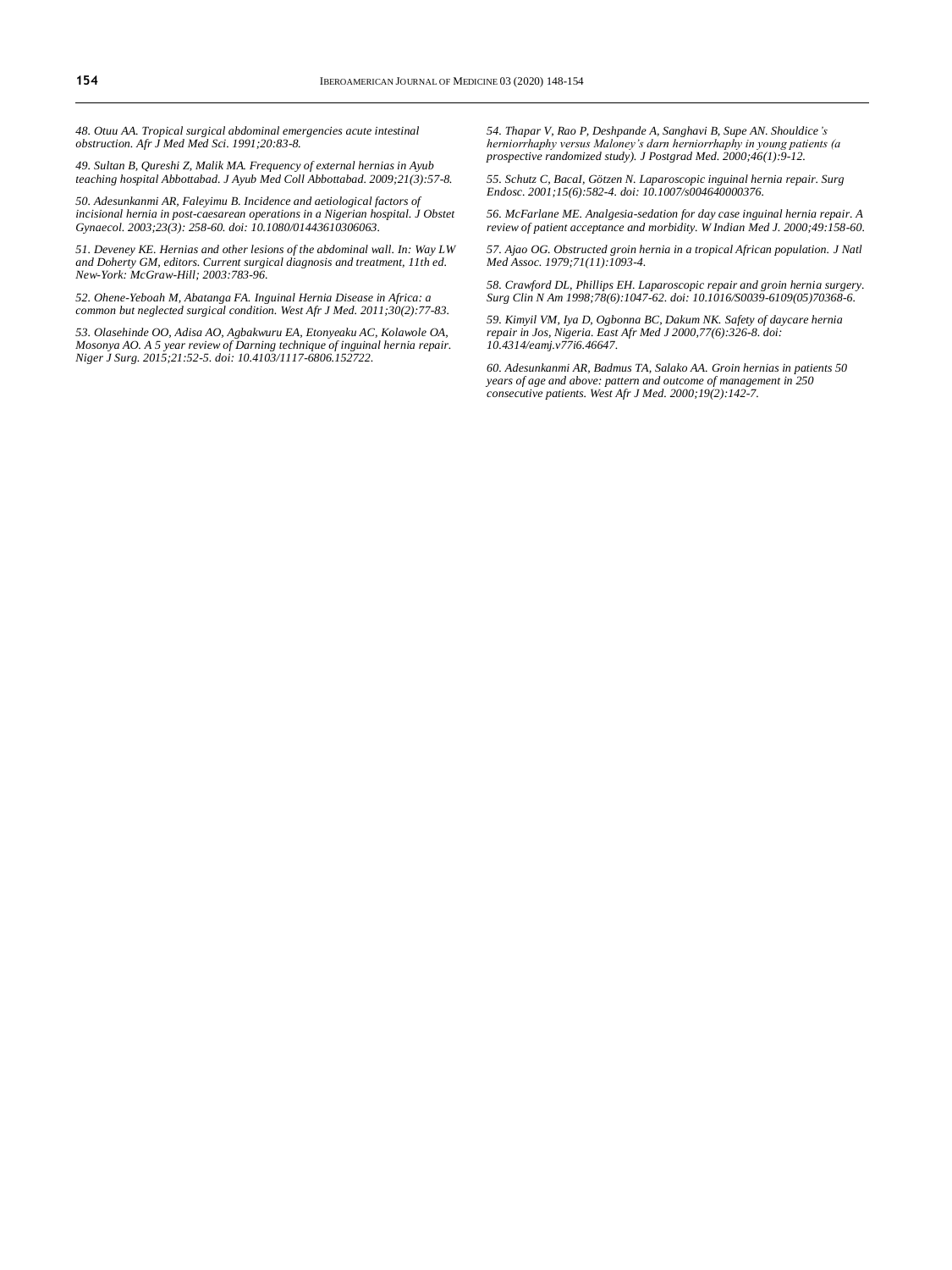*48. Otuu AA. Tropical surgical abdominal emergencies acute intestinal obstruction. Afr J Med Med Sci. 1991;20:83-8.*

*49. Sultan B, Qureshi Z, Malik MA. Frequency of external hernias in Ayub teaching hospital Abbottabad. J Ayub Med Coll Abbottabad. 2009;21(3):57-8.*

*50. Adesunkanmi AR, Faleyimu B. Incidence and aetiological factors of incisional hernia in post-caesarean operations in a Nigerian hospital. J Obstet Gynaecol. 2003;23(3): 258-60. doi: 10.1080/01443610306063.*

*51. Deveney KE. Hernias and other lesions of the abdominal wall. In: Way LW and Doherty GM, editors. Current surgical diagnosis and treatment, 11th ed. New-York: McGraw-Hill; 2003:783-96.*

*52. Ohene-Yeboah M, Abatanga FA. Inguinal Hernia Disease in Africa: a common but neglected surgical condition. West Afr J Med. 2011;30(2):77-83.*

*53. Olasehinde OO, Adisa AO, Agbakwuru EA, Etonyeaku AC, Kolawole OA, Mosonya AO. A 5 year review of Darning technique of inguinal hernia repair. Niger J Surg. 2015;21:52-5. doi: 10.4103/1117-6806.152722.*

*54. Thapar V, Rao P, Deshpande A, Sanghavi B, Supe AN. Shouldice's herniorrhaphy versus Maloney's darn herniorrhaphy in young patients (a prospective randomized study). J Postgrad Med. 2000;46(1):9-12.*

*55. Schutz C, BacaI, Götzen N. Laparoscopic inguinal hernia repair. Surg Endosc. 2001;15(6):582-4. doi: 10.1007/s004640000376.*

*56. McFarlane ME. Analgesia-sedation for day case inguinal hernia repair. A review of patient acceptance and morbidity. W Indian Med J. 2000;49:158-60.*

*57. Ajao OG. Obstructed groin hernia in a tropical African population. J Natl Med Assoc. 1979;71(11):1093-4.*

*58. Crawford DL, Phillips EH. Laparoscopic repair and groin hernia surgery. Surg Clin N Am 1998;78(6):1047-62. doi: 10.1016/S0039-6109(05)70368-6.*

*59. Kimyil VM, Iya D, Ogbonna BC, Dakum NK. Safety of daycare hernia repair in Jos, Nigeria. East Afr Med J 2000,77(6):326-8. doi: 10.4314/eamj.v77i6.46647.*

*60. Adesunkanmi AR, Badmus TA, Salako AA. Groin hernias in patients 50 years of age and above: pattern and outcome of management in 250 consecutive patients. West Afr J Med. 2000;19(2):142-7.*